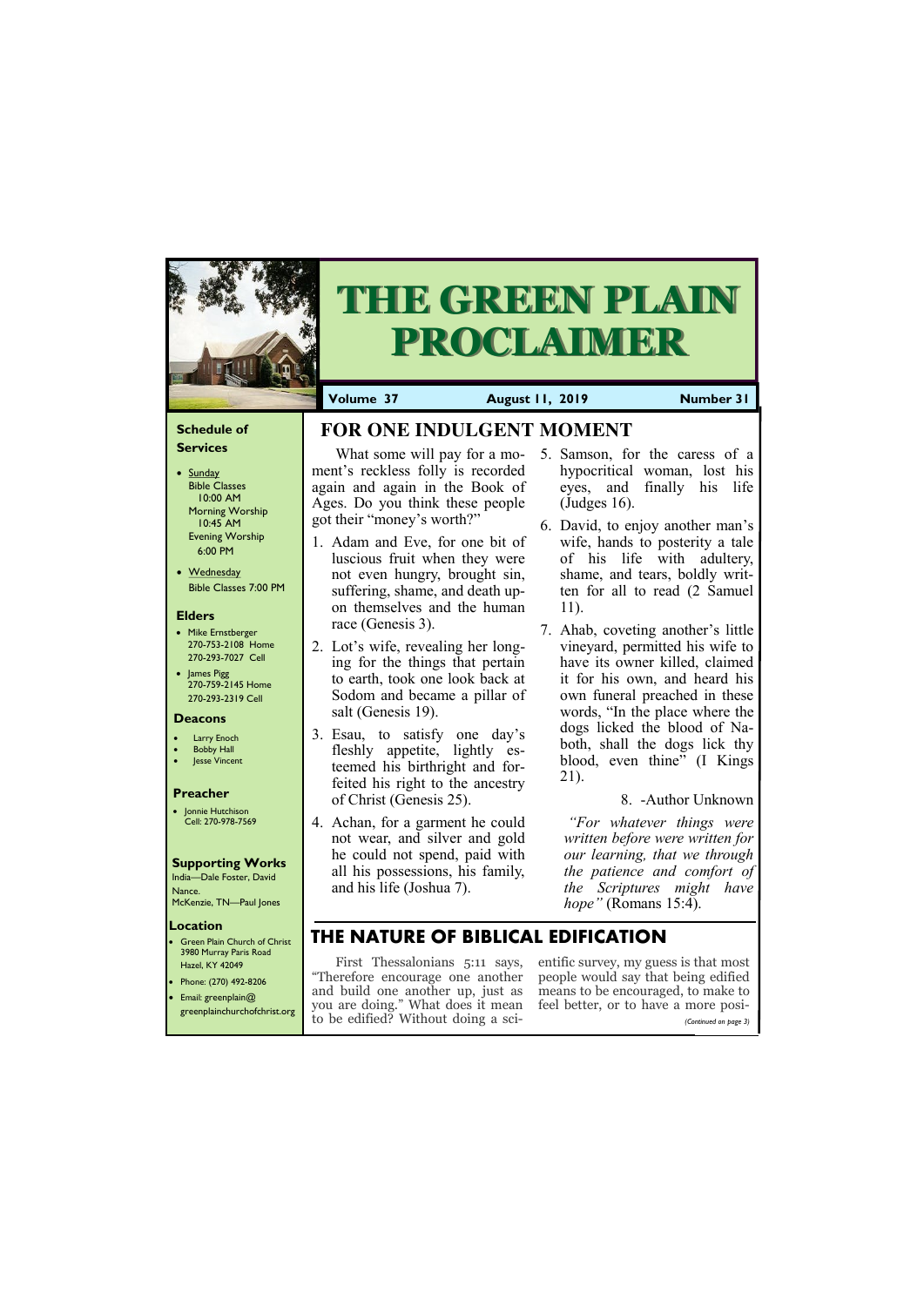# THE GREEN PLAIN PROCLAIMER

**Volume 37** | **August 11, 2019** | **Number 31**

## FOR ONE INDULGENT MOMENT

What some will pay for a moment's reckless folly is recorded again and again in the Book of Ages. Do you think these people got their "money's worth?"

1. Adam and Eve, for one bit of luscious fruit when they were not even hungry, brought sin, suffering, shame, and death upon themselves and the human race (Genesis 3).
2. Lot's wife, revealing her longing for the things that pertain to earth, took one look back at Sodom and became a pillar of salt (Genesis 19).
3. Esau, to satisfy one day's fleshly appetite, lightly esteemed his birthright and forfeited his right to the ancestry of Christ (Genesis 25).
4. Achan, for a garment he could not wear, and silver and gold he could not spend, paid with all his possessions, his family, and his life (Joshua 7).
5. Samson, for the caress of a hypocritical woman, lost his eyes, and finally his life (Judges 16).
6. David, to enjoy another man's wife, hands to posterity a tale of his life with adultery, shame, and tears, boldly written for all to read (2 Samuel 11).
7. Ahab, coveting another's little vineyard, permitted his wife to have its owner killed, claimed it for his own, and heard his own funeral preached in these words, "In the place where the dogs licked the blood of Naboth, shall the dogs lick thy blood, even thine" (I Kings 21).
8. -Author Unknown

*"For whatever things were written before were written for our learning, that we through the patience and comfort of the Scriptures might have hope"* (Romans 15:4).

## THE NATURE OF BIBLICAL EDIFICATION

First Thessalonians 5:11 says, "Therefore encourage one another and build one another up, just as you are doing." What does it mean to be edified? Without doing a scientific survey, my guess is that most people would say that being edified means to be encouraged, to make to feel better, or to have a more posi-

*(Continued on page 3)*

### Schedule of Services

- Sunday
  - Bible Classes 10:00 AM
  - Morning Worship 10:45 AM
  - Evening Worship 6:00 PM
- Wednesday
  - Bible Classes 7:00 PM

### Elders

- Mike Ernstberger 270-753-2108 Home 270-293-7027 Cell
- James Pigg 270-759-2145 Home 270-293-2319 Cell

### Deacons

- Larry Enoch
- Bobby Hall
- Jesse Vincent

### Preacher

- Jonnie Hutchison Cell: 270-978-7569

### Supporting Works

India—Dale Foster, David Nance.
McKenzie, TN—Paul Jones

### Location

- Green Plain Church of Christ 3980 Murray Paris Road Hazel, KY 42049
- Phone: (270) 492-8206
- Email: greenplain@greenplainchurchofchrist.org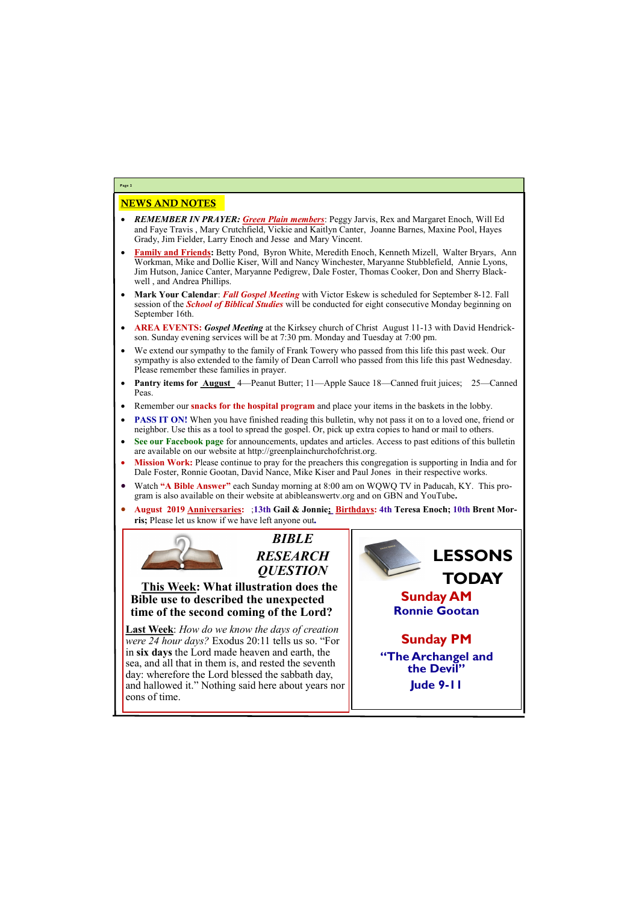## NEWS AND NOTES

- ***REMEMBER IN PRAYER:*** ***Green Plain members***: Peggy Jarvis, Rex and Margaret Enoch, Will Ed and Faye Travis , Mary Crutchfield, Vickie and Kaitlyn Canter, Joanne Barnes, Maxine Pool, Hayes Grady, Jim Fielder, Larry Enoch and Jesse and Mary Vincent.
- **Family and Friends:** Betty Pond, Byron White, Meredith Enoch, Kenneth Mizell, Walter Bryars, Ann Workman, Mike and Dollie Kiser, Will and Nancy Winchester, Maryanne Stubblefield, Annie Lyons, Jim Hutson, Janice Canter, Maryanne Pedigrew, Dale Foster, Thomas Cooker, Don and Sherry Blackwell , and Andrea Phillips.
- **Mark Your Calendar**: ***Fall Gospel Meeting*** with Victor Eskew is scheduled for September 8-12. Fall session of the ***School of Biblical Studies*** will be conducted for eight consecutive Monday beginning on September 16th.
- **AREA EVENTS:** ***Gospel Meeting*** at the Kirksey church of Christ August 11-13 with David Hendrickson. Sunday evening services will be at 7:30 pm. Monday and Tuesday at 7:00 pm.
- We extend our sympathy to the family of Frank Towery who passed from this life this past week. Our sympathy is also extended to the family of Dean Carroll who passed from this life this past Wednesday. Please remember these families in prayer.
- **Pantry items for August** 4—Peanut Butter; 11—Apple Sauce 18—Canned fruit juices; 25—Canned Peas.
- Remember our **snacks for the hospital program** and place your items in the baskets in the lobby.
- **PASS IT ON!** When you have finished reading this bulletin, why not pass it on to a loved one, friend or neighbor. Use this as a tool to spread the gospel. Or, pick up extra copies to hand or mail to others.
- **See our Facebook page** for announcements, updates and articles. Access to past editions of this bulletin are available on our website at http://greenplainchurchofchrist.org.
- **Mission Work:** Please continue to pray for the preachers this congregation is supporting in India and for Dale Foster, Ronnie Gootan, David Nance, Mike Kiser and Paul Jones in their respective works.
- Watch **"A Bible Answer"** each Sunday morning at 8:00 am on WQWQ TV in Paducah, KY. This program is also available on their website at abibleanswertv.org and on GBN and YouTube**.**
- **August 2019 Anniversaries:** ;**13th Gail & Jonnie; Birthdays: 4th Teresa Enoch; 10th Brent Morris;** Please let us know if we have left anyone out**.**

### *BIBLE RESEARCH QUESTION*

**This Week: What illustration does the Bible use to described the unexpected time of the second coming of the Lord?**

**Last Week**: *How do we know the days of creation were 24 hour days?* Exodus 20:11 tells us so. "For in **six days** the Lord made heaven and earth, the sea, and all that in them is, and rested the seventh day: wherefore the Lord blessed the sabbath day, and hallowed it." Nothing said here about years nor eons of time.

### LESSONS TODAY

**Sunday AM**
**Ronnie Gootan**

**Sunday PM**
**"The Archangel and the Devil"**
**Jude 9-11**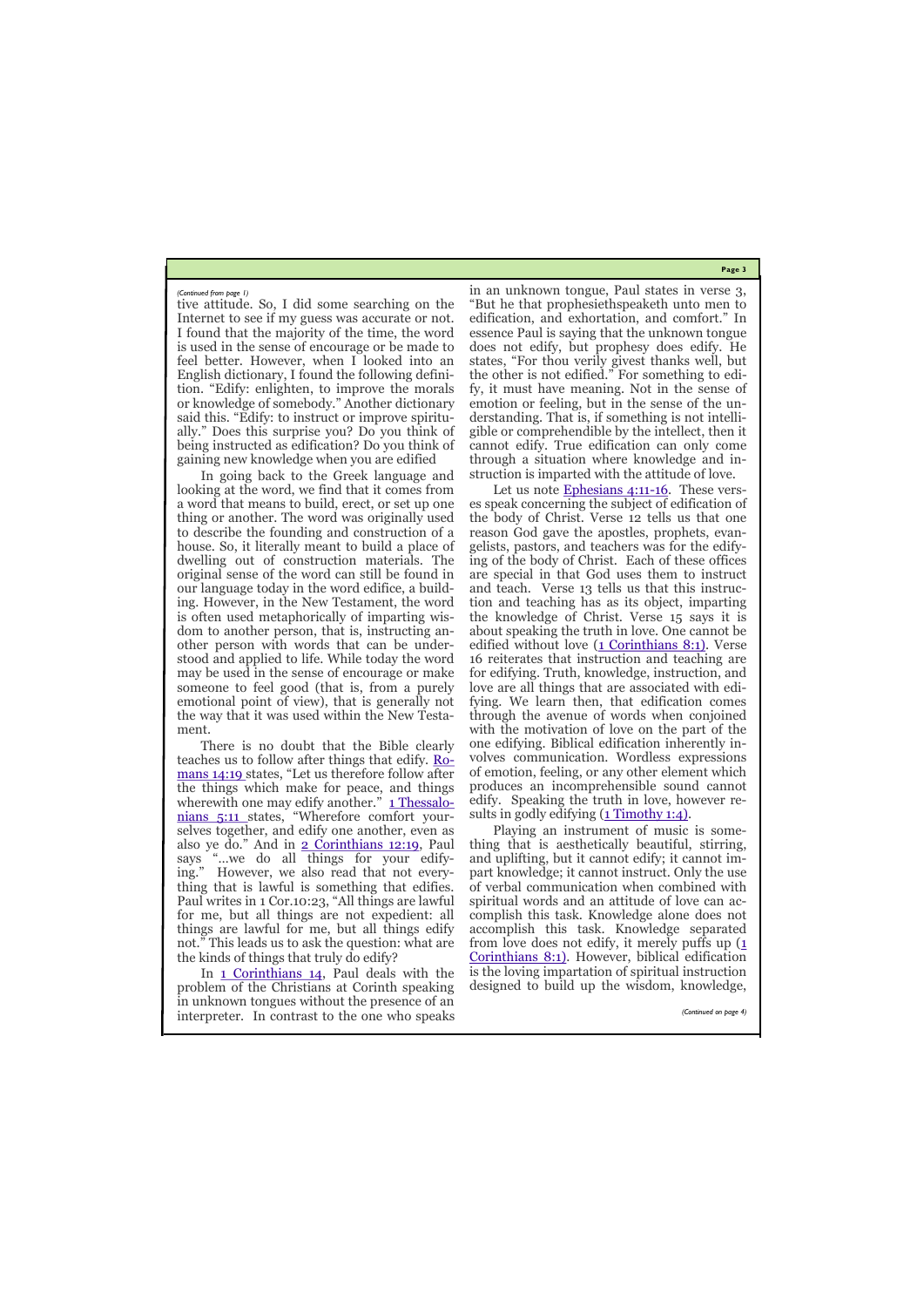*(Continued from page 1)*

tive attitude. So, I did some searching on the Internet to see if my guess was accurate or not. I found that the majority of the time, the word is used in the sense of encourage or be made to feel better. However, when I looked into an English dictionary, I found the following definition. "Edify: enlighten, to improve the morals or knowledge of somebody." Another dictionary said this. "Edify: to instruct or improve spiritually." Does this surprise you? Do you think of being instructed as edification? Do you think of gaining new knowledge when you are edified

In going back to the Greek language and looking at the word, we find that it comes from a word that means to build, erect, or set up one thing or another. The word was originally used to describe the founding and construction of a house. So, it literally meant to build a place of dwelling out of construction materials. The original sense of the word can still be found in our language today in the word edifice, a building. However, in the New Testament, the word is often used metaphorically of imparting wisdom to another person, that is, instructing another person with words that can be understood and applied to life. While today the word may be used in the sense of encourage or make someone to feel good (that is, from a purely emotional point of view), that is generally not the way that it was used within the New Testament.

There is no doubt that the Bible clearly teaches us to follow after things that edify. Romans 14:19 states, "Let us therefore follow after the things which make for peace, and things wherewith one may edify another." 1 Thessalonians 5:11 states, "Wherefore comfort yourselves together, and edify one another, even as also ye do." And in 2 Corinthians 12:19, Paul says "...we do all things for your edifying." However, we also read that not everything that is lawful is something that edifies. Paul writes in 1 Cor.10:23, "All things are lawful for me, but all things are not expedient: all things are lawful for me, but all things edify not." This leads us to ask the question: what are the kinds of things that truly do edify?

In 1 Corinthians 14, Paul deals with the problem of the Christians at Corinth speaking in unknown tongues without the presence of an interpreter. In contrast to the one who speaks in an unknown tongue, Paul states in verse 3, "But he that prophesiethspeaketh unto men to edification, and exhortation, and comfort." In essence Paul is saying that the unknown tongue does not edify, but prophesy does edify. He states, "For thou verily givest thanks well, but the other is not edified." For something to edify, it must have meaning. Not in the sense of emotion or feeling, but in the sense of the understanding. That is, if something is not intelligible or comprehendible by the intellect, then it cannot edify. True edification can only come through a situation where knowledge and instruction is imparted with the attitude of love.

Let us note Ephesians 4:11-16. These verses speak concerning the subject of edification of the body of Christ. Verse 12 tells us that one reason God gave the apostles, prophets, evangelists, pastors, and teachers was for the edifying of the body of Christ. Each of these offices are special in that God uses them to instruct and teach. Verse 13 tells us that this instruction and teaching has as its object, imparting the knowledge of Christ. Verse 15 says it is about speaking the truth in love. One cannot be edified without love (1 Corinthians 8:1). Verse 16 reiterates that instruction and teaching are for edifying. Truth, knowledge, instruction, and love are all things that are associated with edifying. We learn then, that edification comes through the avenue of words when conjoined with the motivation of love on the part of the one edifying. Biblical edification inherently involves communication. Wordless expressions of emotion, feeling, or any other element which produces an incomprehensible sound cannot edify. Speaking the truth in love, however results in godly edifying (1 Timothy 1:4).

Playing an instrument of music is something that is aesthetically beautiful, stirring, and uplifting, but it cannot edify; it cannot impart knowledge; it cannot instruct. Only the use of verbal communication when combined with spiritual words and an attitude of love can accomplish this task. Knowledge alone does not accomplish this task. Knowledge separated from love does not edify, it merely puffs up (1 Corinthians 8:1). However, biblical edification is the loving impartation of spiritual instruction designed to build up the wisdom, knowledge,

*(Continued on page 4)*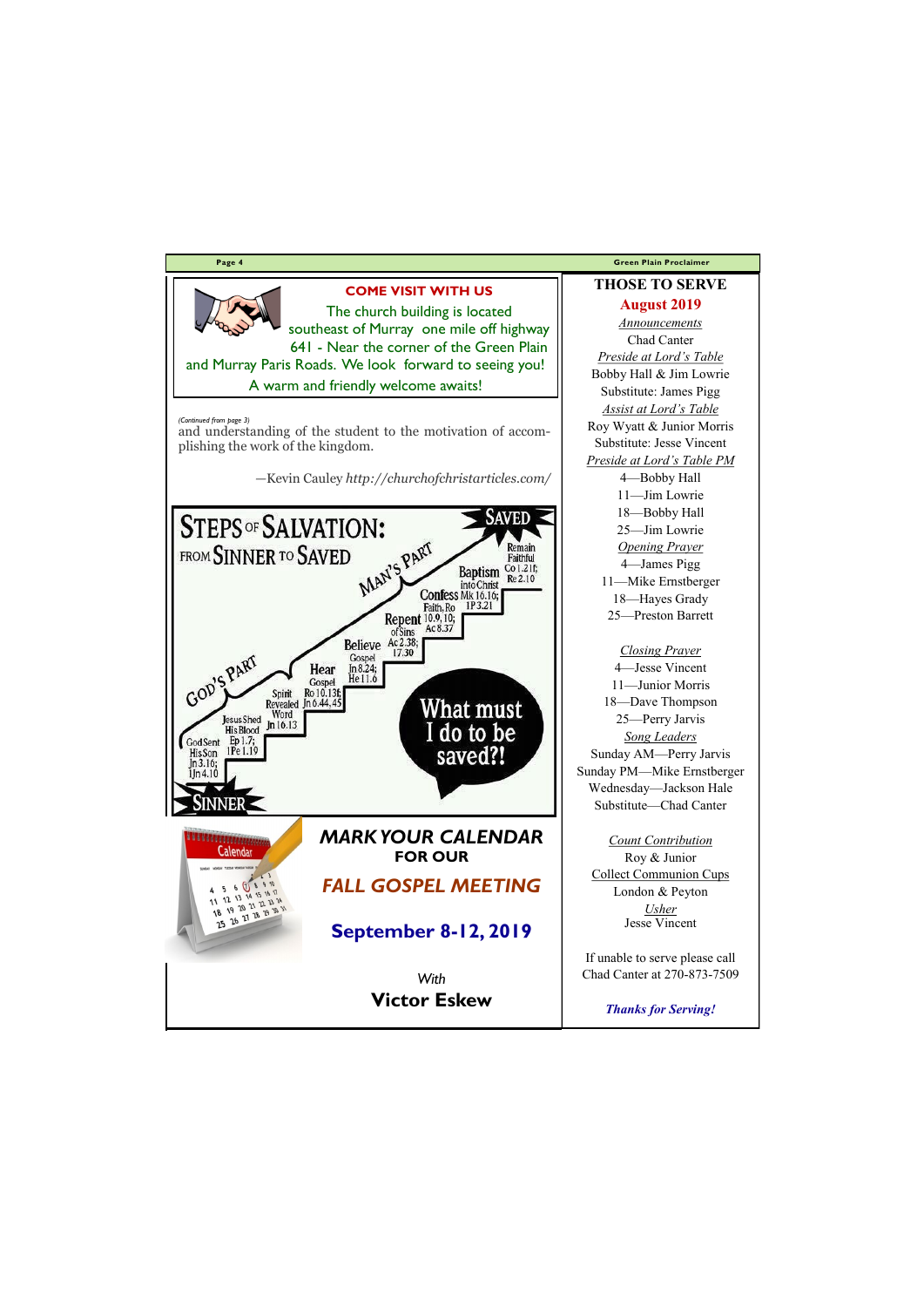## COME VISIT WITH US

The church building is located southeast of Murray one mile off highway 641 - Near the corner of the Green Plain and Murray Paris Roads. We look forward to seeing you! A warm and friendly welcome awaits!

*(Continued from page 3)*

and understanding of the student to the motivation of accomplishing the work of the kingdom.

—Kevin Cauley *http://churchofchristarticles.com/*

STEPS OF SALVATION:
FROM SINNER TO SAVED

SAVED

MAN'S PART

Remain Faithful Co 1.21f; Re 2.10

Baptism into Christ

Confess Faith, Ro 10.9,10; Mk 16.16; 1P 3.21

Repent of Sins Ac 2.38; 17.30

Believe Gospel Jn 8.24; He 11.6

Hear Gospel Ro 10.13f; Jn 6.44,45

GOD'S PART

Spirit Revealed Word Jn 16.13

Jesus Shed His Blood Ep 1.7; 1Pe 1.19

God Sent His Son Jn 3.16; 1Jn 4.10

SINNER

What must I do to be saved?!

## MARK YOUR CALENDAR FOR OUR

## FALL GOSPEL MEETING

## September 8-12, 2019

*With*

**Victor Eskew**

## THOSE TO SERVE

### August 2019

*Announcements*
Chad Canter

*Preside at Lord's Table*
Bobby Hall & Jim Lowrie
Substitute: James Pigg

*Assist at Lord's Table*
Roy Wyatt & Junior Morris
Substitute: Jesse Vincent

*Preside at Lord's Table PM*
4—Bobby Hall
11—Jim Lowrie
18—Bobby Hall
25—Jim Lowrie

*Opening Prayer*
4—James Pigg
11—Mike Ernstberger
18—Hayes Grady
25—Preston Barrett

*Closing Prayer*
4—Jesse Vincent
11—Junior Morris
18—Dave Thompson
25—Perry Jarvis

*Song Leaders*
Sunday AM—Perry Jarvis
Sunday PM—Mike Ernstberger
Wednesday—Jackson Hale
Substitute—Chad Canter

*Count Contribution*
Roy & Junior

Collect Communion Cups
London & Peyton

*Usher*
Jesse Vincent

If unable to serve please call Chad Canter at 270-873-7509

***Thanks for Serving!***